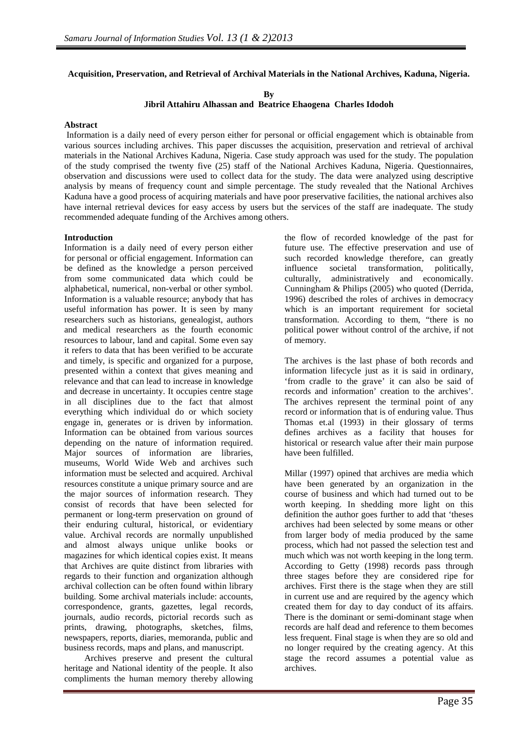**Acquisition, Preservation, and Retrieval of Archival Materials in the National Archives, Kaduna, Nigeria.**

**By**

**Jibril Attahiru Alhassan and Beatrice Ehaogena Charles Idodoh**

**Abstract**

Information is a daily need of every person either for personal or official engagement which is obtainable from various sources including archives. This paper discusses the acquisition, preservation and retrieval of archival materials in the National Archives Kaduna, Nigeria. Case study approach was used for the study. The population of the study comprised the twenty five (25) staff of the National Archives Kaduna, Nigeria. Questionnaires, observation and discussions were used to collect data for the study. The data were analyzed using descriptive analysis by means of frequency count and simple percentage. The study revealed that the National Archives Kaduna have a good process of acquiring materials and have poor preservative facilities, the national archives also have internal retrieval devices for easy access by users but the services of the staff are inadequate. The study recommended adequate funding of the Archives among others.

**Introduction**

Information is a daily need of every person either for personal or official engagement. Information can be defined as the knowledge a person perceived from some communicated data which could be alphabetical, numerical, non-verbal or other symbol. Information is a valuable resource; anybody that has useful information has power. It is seen by many researchers such as historians, genealogist, authors and medical researchers as the fourth economic resources to labour, land and capital. Some even say it refers to data that has been verified to be accurate and timely, is specific and organized for a purpose, presented within a context that gives meaning and relevance and that can lead to increase in knowledge and decrease in uncertainty. It occupies centre stage in all disciplines due to the fact that almost everything which individual do or which society engage in, generates or is driven by information. Information can be obtained from various sources depending on the nature of information required. Major sources of information are libraries, museums, World Wide Web and archives such information must be selected and acquired. Archival resources constitute a unique primary source and are the major sources of information research. They consist of records that have been selected for permanent or long-term preservation on ground of their enduring cultural, historical, or evidentiary value. Archival records are normally unpublished and almost always unique unlike books or magazines for which identical copies exist. It means that Archives are quite distinct from libraries with regards to their function and organization although archival collection can be often found within library building. Some archival materials include: accounts, correspondence, grants, gazettes, legal records, journals, audio records, pictorial records such as prints, drawing, photographs, sketches, films, newspapers, reports, diaries, memoranda, public and business records, maps and plans, and manuscript.

Archives preserve and present the cultural heritage and National identity of the people. It also compliments the human memory thereby allowing the flow of recorded knowledge of the past for future use. The effective preservation and use of such recorded knowledge therefore, can greatly influence societal transformation, politically, culturally, administratively and economically. Cunningham & Philips (2005) who quoted (Derrida, 1996) described the roles of archives in democracy which is an important requirement for societal transformation. According to them, "there is no political power without control of the archive, if not of memory.

The archives is the last phase of both records and information lifecycle just as it is said in ordinary, 'from cradle to the grave' it can also be said of records and information' creation to the archives'. The archives represent the terminal point of any record or information that is of enduring value. Thus Thomas et.al (1993) in their glossary of terms defines archives as a facility that houses for historical or research value after their main purpose have been fulfilled.

Millar (1997) opined that archives are media which have been generated by an organization in the course of business and which had turned out to be worth keeping. In shedding more light on this definition the author goes further to add that 'theses archives had been selected by some means or other from larger body of media produced by the same process, which had not passed the selection test and much which was not worth keeping in the long term. According to Getty (1998) records pass through three stages before they are considered ripe for archives. First there is the stage when they are still in current use and are required by the agency which created them for day to day conduct of its affairs. There is the dominant or semi-dominant stage when records are half dead and reference to them becomes less frequent. Final stage is when they are so old and no longer required by the creating agency. At this stage the record assumes a potential value as archives.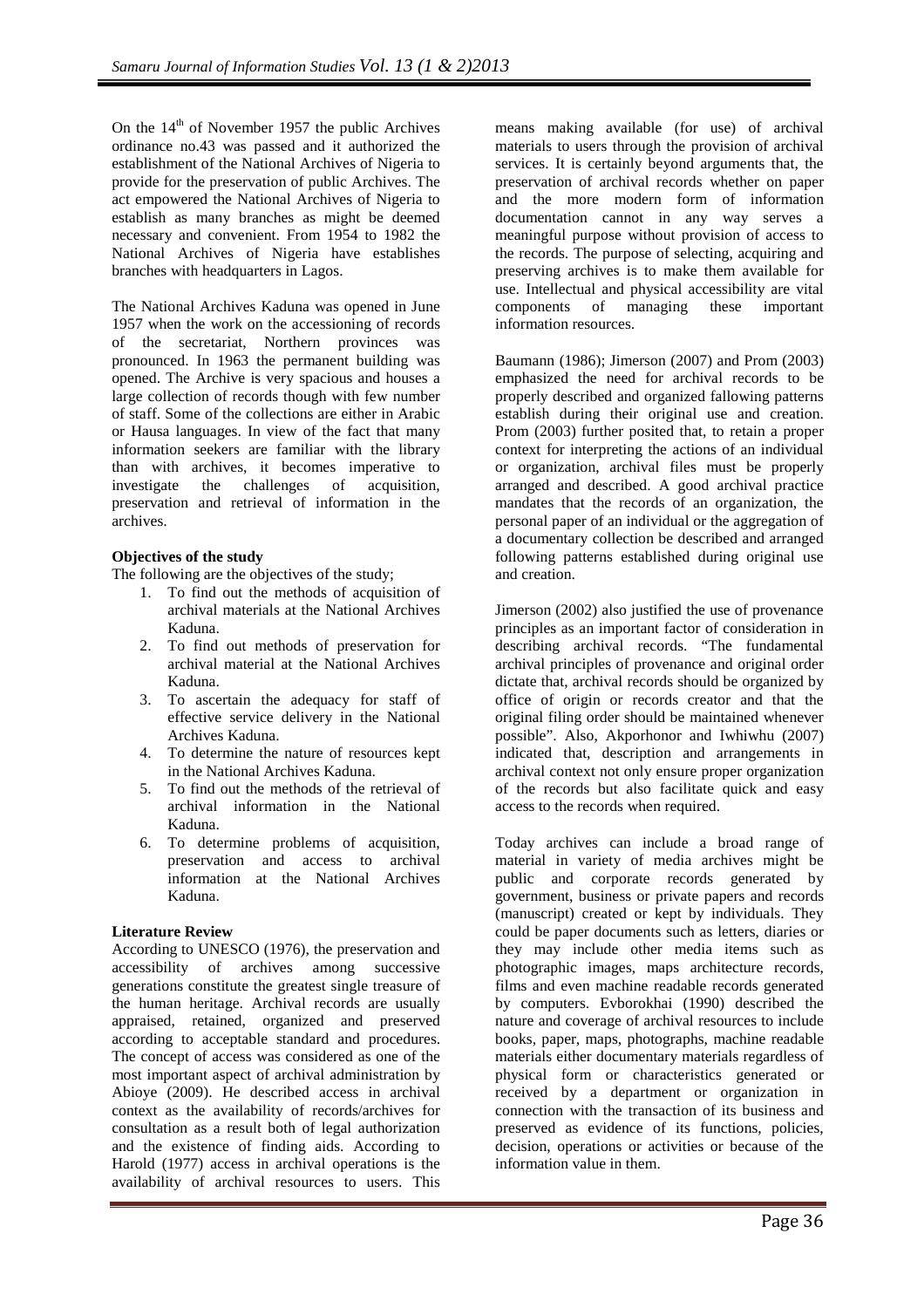On the 14th of November 1957 the public Archives ordinance no.43 was passed and it authorized the establishment of the National Archives of Nigeria to provide for the preservation of public Archives. The act empowered the National Archives of Nigeria to establish as many branches as might be deemed necessary and convenient. From 1954 to 1982 the National Archives of Nigeria have establishes branches with headquarters in Lagos.

The National Archives Kaduna was opened in June 1957 when the work on the accessioning of records of the secretariat, Northern provinces was pronounced. In 1963 the permanent building was opened. The Archive is very spacious and houses a large collection of records though with few number of staff. Some of the collections are either in Arabic or Hausa languages. In view of the fact that many information seekers are familiar with the library than with archives, it becomes imperative to investigate the challenges of acquisition, preservation and retrieval of information in the archives.

**Objectives of the study**

The following are the objectives of the study;

1. To find out the methods of acquisition of archival materials at the National Archives Kaduna.
2. To find out methods of preservation for archival material at the National Archives Kaduna.
3. To ascertain the adequacy for staff of effective service delivery in the National Archives Kaduna.
4. To determine the nature of resources kept in the National Archives Kaduna.
5. To find out the methods of the retrieval of archival information in the National Kaduna.
6. To determine problems of acquisition, preservation and access to archival information at the National Archives Kaduna.

**Literature Review**

According to UNESCO (1976), the preservation and accessibility of archives among successive generations constitute the greatest single treasure of the human heritage. Archival records are usually appraised, retained, organized and preserved according to acceptable standard and procedures. The concept of access was considered as one of the most important aspect of archival administration by Abioye (2009). He described access in archival context as the availability of records/archives for consultation as a result both of legal authorization and the existence of finding aids. According to Harold (1977) access in archival operations is the availability of archival resources to users. This means making available (for use) of archival materials to users through the provision of archival services. It is certainly beyond arguments that, the preservation of archival records whether on paper and the more modern form of information documentation cannot in any way serves a meaningful purpose without provision of access to the records. The purpose of selecting, acquiring and preserving archives is to make them available for use. Intellectual and physical accessibility are vital components of managing these important information resources.

Baumann (1986); Jimerson (2007) and Prom (2003) emphasized the need for archival records to be properly described and organized fallowing patterns establish during their original use and creation. Prom (2003) further posited that, to retain a proper context for interpreting the actions of an individual or organization, archival files must be properly arranged and described. A good archival practice mandates that the records of an organization, the personal paper of an individual or the aggregation of a documentary collection be described and arranged following patterns established during original use and creation.

Jimerson (2002) also justified the use of provenance principles as an important factor of consideration in describing archival records. "The fundamental archival principles of provenance and original order dictate that, archival records should be organized by office of origin or records creator and that the original filing order should be maintained whenever possible". Also, Akporhonor and Iwhiwhu (2007) indicated that, description and arrangements in archival context not only ensure proper organization of the records but also facilitate quick and easy access to the records when required.

Today archives can include a broad range of material in variety of media archives might be public and corporate records generated by government, business or private papers and records (manuscript) created or kept by individuals. They could be paper documents such as letters, diaries or they may include other media items such as photographic images, maps architecture records, films and even machine readable records generated by computers. Evborokhai (1990) described the nature and coverage of archival resources to include books, paper, maps, photographs, machine readable materials either documentary materials regardless of physical form or characteristics generated or received by a department or organization in connection with the transaction of its business and preserved as evidence of its functions, policies, decision, operations or activities or because of the information value in them.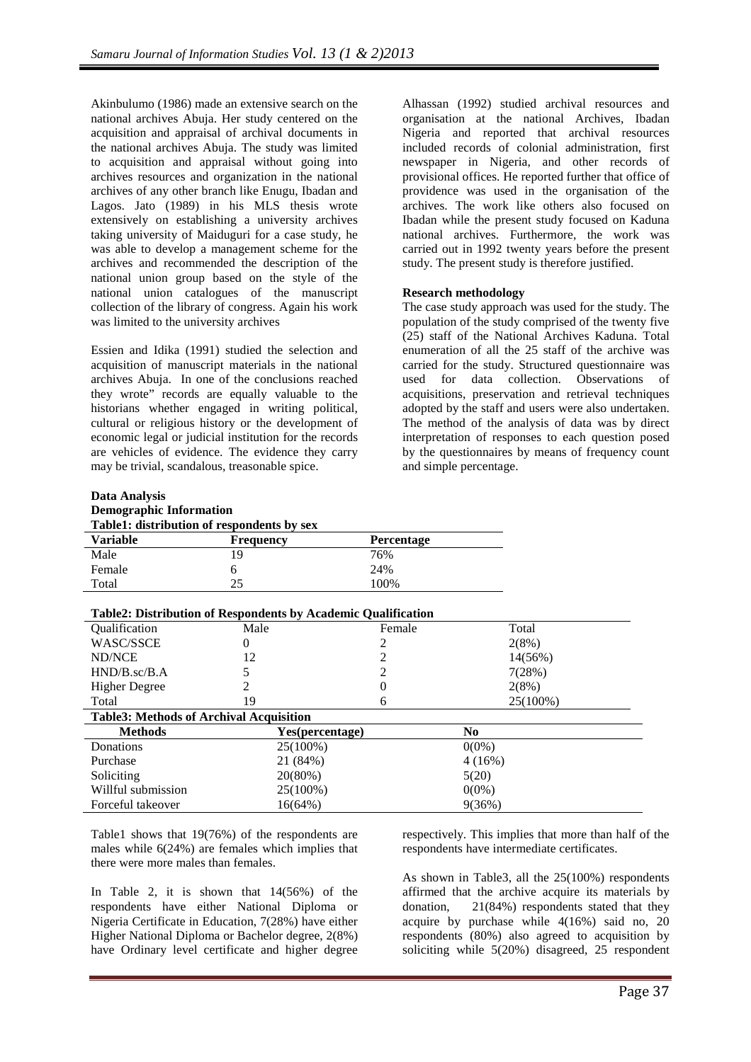Akinbulumo (1986) made an extensive search on the national archives Abuja. Her study centered on the acquisition and appraisal of archival documents in the national archives Abuja. The study was limited to acquisition and appraisal without going into archives resources and organization in the national archives of any other branch like Enugu, Ibadan and Lagos. Jato (1989) in his MLS thesis wrote extensively on establishing a university archives taking university of Maiduguri for a case study, he was able to develop a management scheme for the archives and recommended the description of the national union group based on the style of the national union catalogues of the manuscript collection of the library of congress. Again his work was limited to the university archives

Essien and Idika (1991) studied the selection and acquisition of manuscript materials in the national archives Abuja. In one of the conclusions reached they wrote" records are equally valuable to the historians whether engaged in writing political, cultural or religious history or the development of economic legal or judicial institution for the records are vehicles of evidence. The evidence they carry may be trivial, scandalous, treasonable spice.

Alhassan (1992) studied archival resources and organisation at the national Archives, Ibadan Nigeria and reported that archival resources included records of colonial administration, first newspaper in Nigeria, and other records of provisional offices. He reported further that office of providence was used in the organisation of the archives. The work like others also focused on Ibadan while the present study focused on Kaduna national archives. Furthermore, the work was carried out in 1992 twenty years before the present study. The present study is therefore justified.

**Research methodology**

The case study approach was used for the study. The population of the study comprised of the twenty five (25) staff of the National Archives Kaduna. Total enumeration of all the 25 staff of the archive was carried for the study. Structured questionnaire was used for data collection. Observations of acquisitions, preservation and retrieval techniques adopted by the staff and users were also undertaken. The method of the analysis of data was by direct interpretation of responses to each question posed by the questionnaires by means of frequency count and simple percentage.

**Data Analysis**

**Demographic Information**

**Table1: distribution of respondents by sex**

| Variable | Frequency | Percentage |
|---|---|---|
| Male | 19 | 76% |
| Female | 6 | 24% |
| Total | 25 | 100% |

**Table2: Distribution of Respondents by Academic Qualification**

| Qualification | Male | Female | Total |
|---|---|---|---|
| WASC/SSCE | 0 | 2 | 2(8%) |
| ND/NCE | 12 | 2 | 14(56%) |
| HND/B.sc/B.A | 5 | 2 | 7(28%) |
| Higher Degree | 2 | 0 | 2(8%) |
| Total | 19 | 6 | 25(100%) |

**Table3: Methods of Archival Acquisition**

| Methods | Yes(percentage) | No |
|---|---|---|
| Donations | 25(100%) | 0(0%) |
| Purchase | 21 (84%) | 4 (16%) |
| Soliciting | 20(80%) | 5(20) |
| Willful submission | 25(100%) | 0(0%) |
| Forceful takeover | 16(64%) | 9(36%) |

Table1 shows that 19(76%) of the respondents are males while 6(24%) are females which implies that there were more males than females.

In Table 2, it is shown that 14(56%) of the respondents have either National Diploma or Nigeria Certificate in Education, 7(28%) have either Higher National Diploma or Bachelor degree, 2(8%) have Ordinary level certificate and higher degree respectively. This implies that more than half of the respondents have intermediate certificates.

As shown in Table3, all the 25(100%) respondents affirmed that the archive acquire its materials by donation, 21(84%) respondents stated that they acquire by purchase while 4(16%) said no, 20 respondents (80%) also agreed to acquisition by soliciting while 5(20%) disagreed, 25 respondent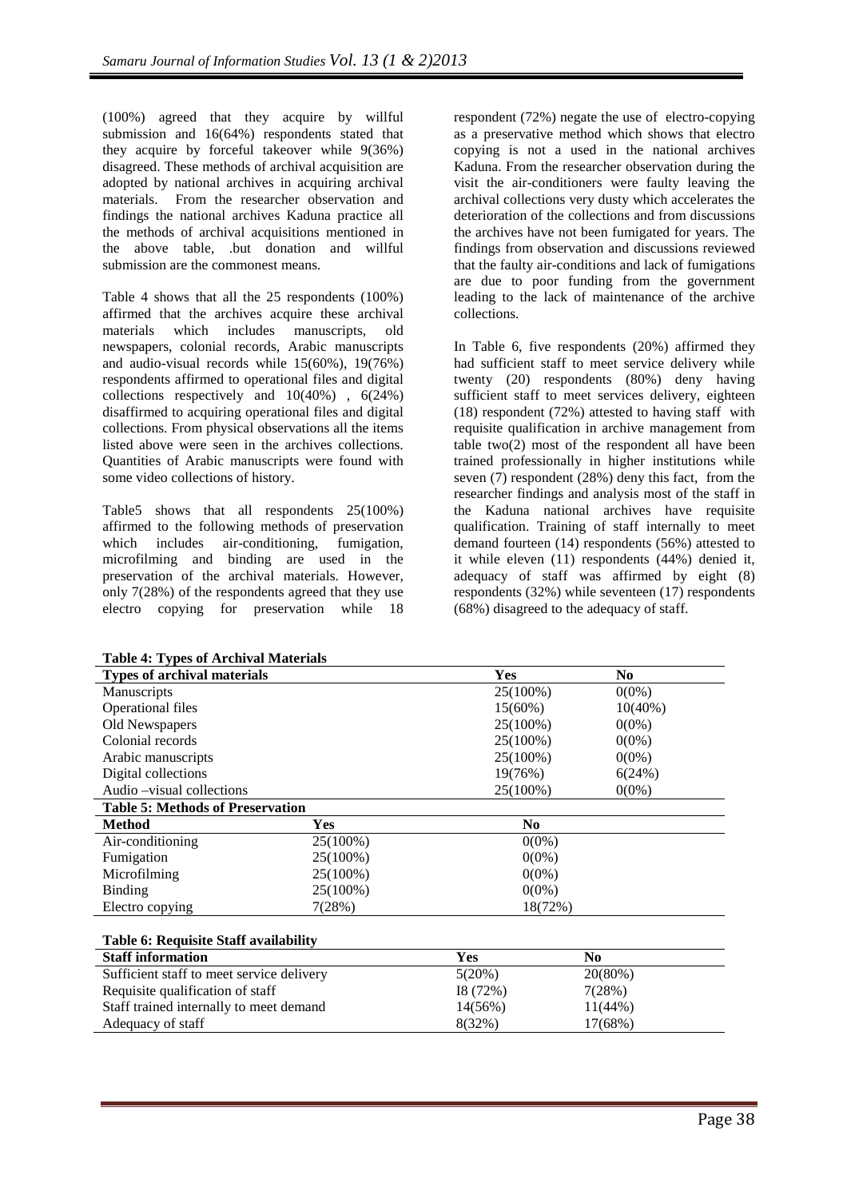(100%) agreed that they acquire by willful submission and 16(64%) respondents stated that they acquire by forceful takeover while 9(36%) disagreed. These methods of archival acquisition are adopted by national archives in acquiring archival materials. From the researcher observation and findings the national archives Kaduna practice all the methods of archival acquisitions mentioned in the above table, .but donation and willful submission are the commonest means.

Table 4 shows that all the 25 respondents (100%) affirmed that the archives acquire these archival materials which includes manuscripts, old newspapers, colonial records, Arabic manuscripts and audio-visual records while 15(60%), 19(76%) respondents affirmed to operational files and digital collections respectively and 10(40%) , 6(24%) disaffirmed to acquiring operational files and digital collections. From physical observations all the items listed above were seen in the archives collections. Quantities of Arabic manuscripts were found with some video collections of history.

Table5 shows that all respondents 25(100%) affirmed to the following methods of preservation which includes air-conditioning, fumigation, microfilming and binding are used in the preservation of the archival materials. However, only 7(28%) of the respondents agreed that they use electro copying for preservation while 18 respondent (72%) negate the use of electro-copying as a preservative method which shows that electro copying is not a used in the national archives Kaduna. From the researcher observation during the visit the air-conditioners were faulty leaving the archival collections very dusty which accelerates the deterioration of the collections and from discussions the archives have not been fumigated for years. The findings from observation and discussions reviewed that the faulty air-conditions and lack of fumigations are due to poor funding from the government leading to the lack of maintenance of the archive collections.

In Table 6, five respondents (20%) affirmed they had sufficient staff to meet service delivery while twenty (20) respondents (80%) deny having sufficient staff to meet services delivery, eighteen (18) respondent (72%) attested to having staff with requisite qualification in archive management from table two(2) most of the respondent all have been trained professionally in higher institutions while seven (7) respondent (28%) deny this fact, from the researcher findings and analysis most of the staff in the Kaduna national archives have requisite qualification. Training of staff internally to meet demand fourteen (14) respondents (56%) attested to it while eleven (11) respondents (44%) denied it, adequacy of staff was affirmed by eight (8) respondents (32%) while seventeen (17) respondents (68%) disagreed to the adequacy of staff.

**Table 4: Types of Archival Materials**

| Types of archival materials | Yes | No |
|---|---|---|
| Manuscripts | 25(100%) | 0(0%) |
| Operational files | 15(60%) | 10(40%) |
| Old Newspapers | 25(100%) | 0(0%) |
| Colonial records | 25(100%) | 0(0%) |
| Arabic manuscripts | 25(100%) | 0(0%) |
| Digital collections | 19(76%) | 6(24%) |
| Audio –visual collections | 25(100%) | 0(0%) |

**Table 5: Methods of Preservation**

| Method | Yes | No |
|---|---|---|
| Air-conditioning | 25(100%) | 0(0%) |
| Fumigation | 25(100%) | 0(0%) |
| Microfilming | 25(100%) | 0(0%) |
| Binding | 25(100%) | 0(0%) |
| Electro copying | 7(28%) | 18(72%) |

**Table 6: Requisite Staff availability**

| Staff information | Yes | No |
|---|---|---|
| Sufficient staff to meet service delivery | 5(20%) | 20(80%) |
| Requisite qualification of staff | I8 (72%) | 7(28%) |
| Staff trained internally to meet demand | 14(56%) | 11(44%) |
| Adequacy of staff | 8(32%) | 17(68%) |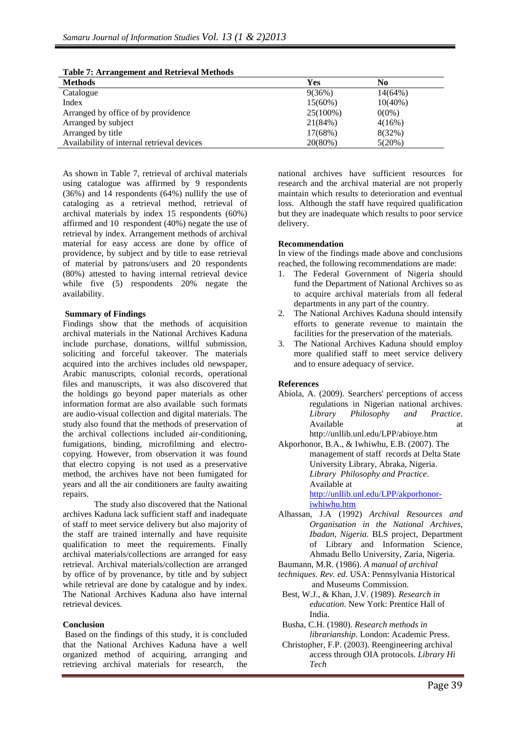**Table 7: Arrangement and Retrieval Methods**

| Methods | Yes | No |
|---|---|---|
| Catalogue | 9(36%) | 14(64%) |
| Index | 15(60%) | 10(40%) |
| Arranged by office of by providence | 25(100%) | 0(0%) |
| Arranged by subject | 21(84%) | 4(16%) |
| Arranged by title | 17(68%) | 8(32%) |
| Availability of internal retrieval devices | 20(80%) | 5(20%) |

As shown in Table 7, retrieval of archival materials using catalogue was affirmed by 9 respondents (36%) and 14 respondents (64%) nullify the use of cataloging as a retrieval method, retrieval of archival materials by index 15 respondents (60%) affirmed and 10 respondent (40%) negate the use of retrieval by index. Arrangement methods of archival material for easy access are done by office of providence, by subject and by title to ease retrieval of material by patrons/users and 20 respondents (80%) attested to having internal retrieval device while five (5) respondents 20% negate the availability.

**Summary of Findings**

Findings show that the methods of acquisition archival materials in the National Archives Kaduna include purchase, donations, willful submission, soliciting and forceful takeover. The materials acquired into the archives includes old newspaper, Arabic manuscripts, colonial records, operational files and manuscripts, it was also discovered that the holdings go beyond paper materials as other information format are also available such formats are audio-visual collection and digital materials. The study also found that the methods of preservation of the archival collections included air-conditioning, fumigations, binding, microfilming and electro-copying. However, from observation it was found that electro copying is not used as a preservative method, the archives have not been fumigated for years and all the air conditioners are faulty awaiting repairs.

The study also discovered that the National archives Kaduna lack sufficient staff and inadequate of staff to meet service delivery but also majority of the staff are trained internally and have requisite qualification to meet the requirements. Finally archival materials/collections are arranged for easy retrieval. Archival materials/collection are arranged by office of by provenance, by title and by subject while retrieval are done by catalogue and by index. The National Archives Kaduna also have internal retrieval devices.

**Conclusion**

Based on the findings of this study, it is concluded that the National Archives Kaduna have a well organized method of acquiring, arranging and retrieving archival materials for research, the national archives have sufficient resources for research and the archival material are not properly maintain which results to deterioration and eventual loss. Although the staff have required qualification but they are inadequate which results to poor service delivery.

**Recommendation**

In view of the findings made above and conclusions reached, the following recommendations are made:

1. The Federal Government of Nigeria should fund the Department of National Archives so as to acquire archival materials from all federal departments in any part of the country.
2. The National Archives Kaduna should intensify efforts to generate revenue to maintain the facilities for the preservation of the materials.
3. The National Archives Kaduna should employ more qualified staff to meet service delivery and to ensure adequacy of service.

**References**

Abiola, A. (2009). Searchers' perceptions of access regulations in Nigerian national archives. *Library Philosophy and Practice*. Available at http://unllib.unl.edu/LPP/abioye.htm

Akporhonor, B.A., & Iwhiwhu, E.B. (2007). The management of staff records at Delta State University Library, Abraka, Nigeria. *Library Philosophy and Practice*. Available at http://unllib.unl.edu/LPP/akporhonor-iwhiwhu.htm

Alhassan, J.A (1992) *Archival Resources and Organisation in the National Archives, Ibadan, Nigeria.* BLS project, Department of Library and Information Science, Ahmadu Bello University, Zaria, Nigeria.

Baumann, M.R. (1986). *A manual of archival techniques. Rev. ed*. USA: Pennsylvania Historical and Museums Commission.

Best, W.J., & Khan, J.V. (1989). *Research in education*. New York: Prentice Hall of India.

Busha, C.H. (1980). *Research methods in librarianship*. London: Academic Press.

Christopher, F.P. (2003). Reengineering archival access through OIA protocols. *Library Hi Tech*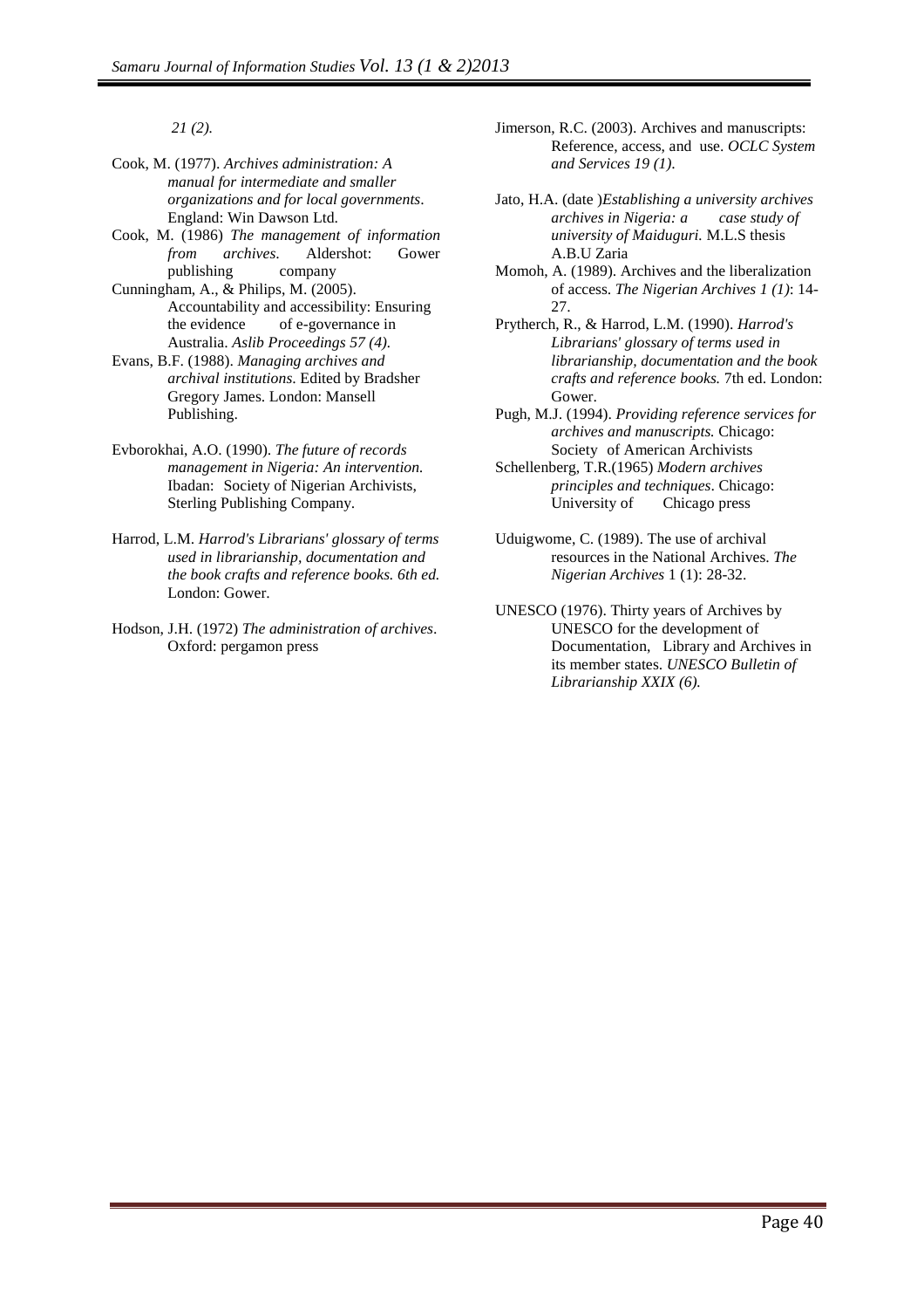*21 (2).*

Cook, M. (1977). *Archives administration: A manual for intermediate and smaller organizations and for local governments*. England: Win Dawson Ltd.

Cook, M. (1986) *The management of information from archives*. Aldershot: Gower publishing company

Cunningham, A., & Philips, M. (2005). Accountability and accessibility: Ensuring the evidence of e-governance in Australia. *Aslib Proceedings 57 (4).*

Evans, B.F. (1988). *Managing archives and archival institutions*. Edited by Bradsher Gregory James. London: Mansell Publishing.

Evborokhai, A.O. (1990). *The future of records management in Nigeria: An intervention.* Ibadan: Society of Nigerian Archivists, Sterling Publishing Company.

Harrod, L.M. *Harrod's Librarians' glossary of terms used in librarianship, documentation and the book crafts and reference books. 6th ed.* London: Gower.

Hodson, J.H. (1972) *The administration of archives*. Oxford: pergamon press

Jimerson, R.C. (2003). Archives and manuscripts: Reference, access, and use. *OCLC System and Services 19 (1).*

Jato, H.A. (date )*Establishing a university archives archives in Nigeria: a case study of university of Maiduguri.* M.L.S thesis A.B.U Zaria

Momoh, A. (1989). Archives and the liberalization of access. *The Nigerian Archives 1 (1)*: 14-27.

Prytherch, R., & Harrod, L.M. (1990). *Harrod's Librarians' glossary of terms used in librarianship, documentation and the book crafts and reference books.* 7th ed. London: Gower.

Pugh, M.J. (1994). *Providing reference services for archives and manuscripts.* Chicago: Society of American Archivists

Schellenberg, T.R.(1965) *Modern archives principles and techniques*. Chicago: University of Chicago press

Uduigwome, C. (1989). The use of archival resources in the National Archives. *The Nigerian Archives* 1 (1): 28-32.

UNESCO (1976). Thirty years of Archives by UNESCO for the development of Documentation, Library and Archives in its member states. *UNESCO Bulletin of Librarianship XXIX (6).*